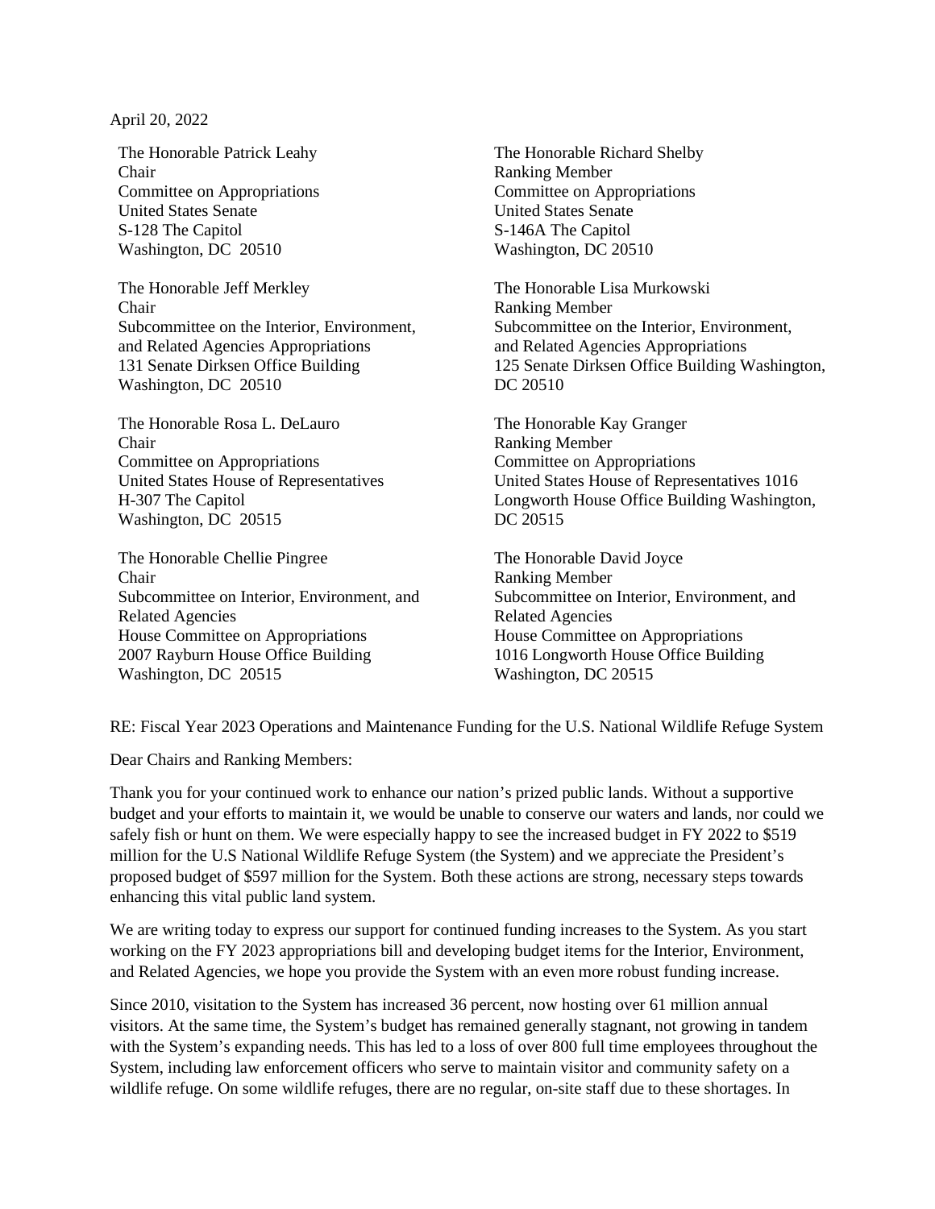April 20, 2022

The Honorable Patrick Leahy
Chair
Committee on Appropriations
United States Senate
S-128 The Capitol
Washington, DC 20510

The Honorable Richard Shelby
Ranking Member
Committee on Appropriations
United States Senate
S-146A The Capitol
Washington, DC 20510

The Honorable Jeff Merkley
Chair
Subcommittee on the Interior, Environment, and Related Agencies Appropriations
131 Senate Dirksen Office Building
Washington, DC 20510

The Honorable Lisa Murkowski
Ranking Member
Subcommittee on the Interior, Environment, and Related Agencies Appropriations
125 Senate Dirksen Office Building Washington, DC 20510

The Honorable Rosa L. DeLauro
Chair
Committee on Appropriations
United States House of Representatives
H-307 The Capitol
Washington, DC 20515

The Honorable Kay Granger
Ranking Member
Committee on Appropriations
United States House of Representatives 1016 Longworth House Office Building Washington, DC 20515

The Honorable Chellie Pingree
Chair
Subcommittee on Interior, Environment, and Related Agencies
House Committee on Appropriations
2007 Rayburn House Office Building
Washington, DC 20515

The Honorable David Joyce
Ranking Member
Subcommittee on Interior, Environment, and Related Agencies
House Committee on Appropriations
1016 Longworth House Office Building
Washington, DC 20515

RE: Fiscal Year 2023 Operations and Maintenance Funding for the U.S. National Wildlife Refuge System

Dear Chairs and Ranking Members:

Thank you for your continued work to enhance our nation's prized public lands. Without a supportive budget and your efforts to maintain it, we would be unable to conserve our waters and lands, nor could we safely fish or hunt on them. We were especially happy to see the increased budget in FY 2022 to $519 million for the U.S National Wildlife Refuge System (the System) and we appreciate the President's proposed budget of $597 million for the System. Both these actions are strong, necessary steps towards enhancing this vital public land system.

We are writing today to express our support for continued funding increases to the System. As you start working on the FY 2023 appropriations bill and developing budget items for the Interior, Environment, and Related Agencies, we hope you provide the System with an even more robust funding increase.

Since 2010, visitation to the System has increased 36 percent, now hosting over 61 million annual visitors. At the same time, the System's budget has remained generally stagnant, not growing in tandem with the System's expanding needs. This has led to a loss of over 800 full time employees throughout the System, including law enforcement officers who serve to maintain visitor and community safety on a wildlife refuge. On some wildlife refuges, there are no regular, on-site staff due to these shortages. In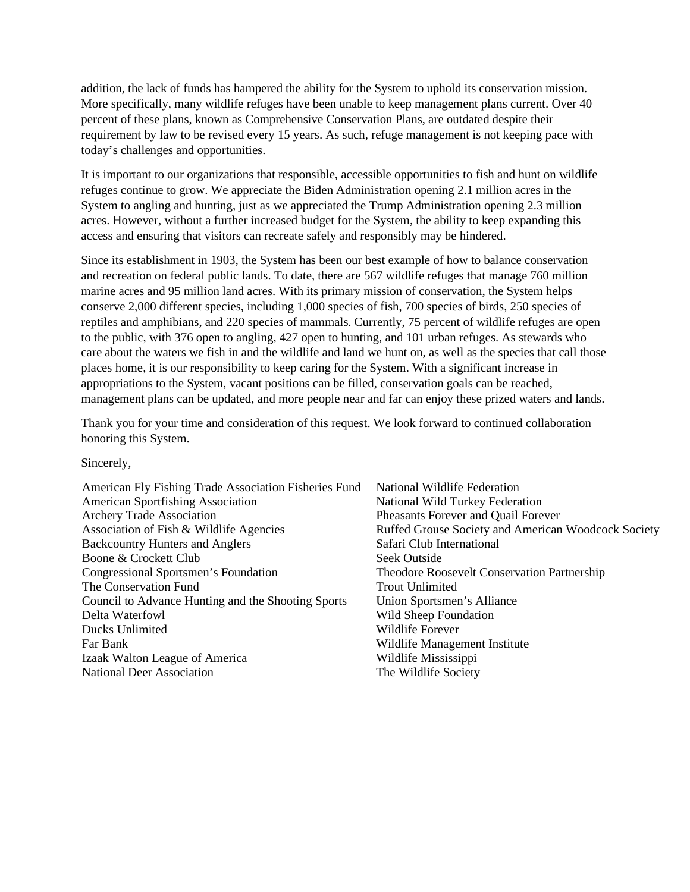addition, the lack of funds has hampered the ability for the System to uphold its conservation mission. More specifically, many wildlife refuges have been unable to keep management plans current. Over 40 percent of these plans, known as Comprehensive Conservation Plans, are outdated despite their requirement by law to be revised every 15 years. As such, refuge management is not keeping pace with today's challenges and opportunities.

It is important to our organizations that responsible, accessible opportunities to fish and hunt on wildlife refuges continue to grow. We appreciate the Biden Administration opening 2.1 million acres in the System to angling and hunting, just as we appreciated the Trump Administration opening 2.3 million acres. However, without a further increased budget for the System, the ability to keep expanding this access and ensuring that visitors can recreate safely and responsibly may be hindered.

Since its establishment in 1903, the System has been our best example of how to balance conservation and recreation on federal public lands. To date, there are 567 wildlife refuges that manage 760 million marine acres and 95 million land acres. With its primary mission of conservation, the System helps conserve 2,000 different species, including 1,000 species of fish, 700 species of birds, 250 species of reptiles and amphibians, and 220 species of mammals. Currently, 75 percent of wildlife refuges are open to the public, with 376 open to angling, 427 open to hunting, and 101 urban refuges. As stewards who care about the waters we fish in and the wildlife and land we hunt on, as well as the species that call those places home, it is our responsibility to keep caring for the System. With a significant increase in appropriations to the System, vacant positions can be filled, conservation goals can be reached, management plans can be updated, and more people near and far can enjoy these prized waters and lands.

Thank you for your time and consideration of this request. We look forward to continued collaboration honoring this System.

Sincerely,

American Fly Fishing Trade Association Fisheries Fund
American Sportfishing Association
Archery Trade Association
Association of Fish & Wildlife Agencies
Backcountry Hunters and Anglers
Boone & Crockett Club
Congressional Sportsmen's Foundation
The Conservation Fund
Council to Advance Hunting and the Shooting Sports
Delta Waterfowl
Ducks Unlimited
Far Bank
Izaak Walton League of America
National Deer Association
National Wildlife Federation
National Wild Turkey Federation
Pheasants Forever and Quail Forever
Ruffed Grouse Society and American Woodcock Society
Safari Club International
Seek Outside
Theodore Roosevelt Conservation Partnership
Trout Unlimited
Union Sportsmen's Alliance
Wild Sheep Foundation
Wildlife Forever
Wildlife Management Institute
Wildlife Mississippi
The Wildlife Society